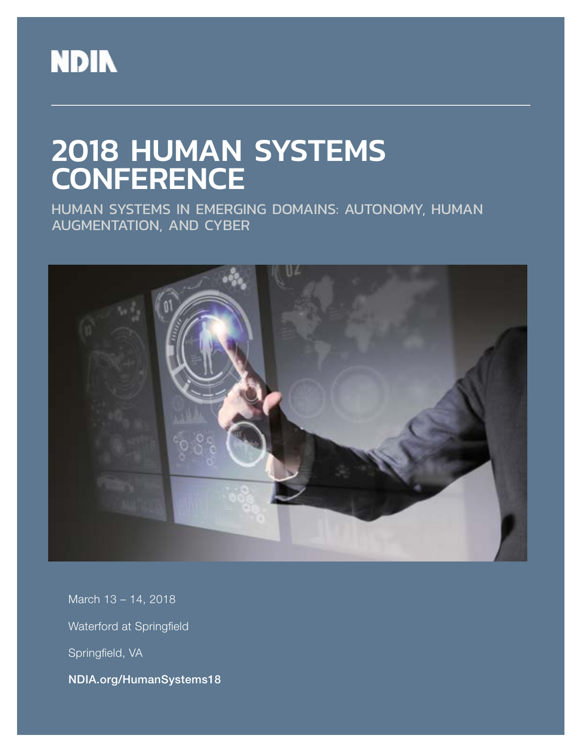NDIA

# 2018 HUMAN SYSTEMS CONFERENCE

## HUMAN SYSTEMS IN EMERGING DOMAINS: AUTONOMY, HUMAN AUGMENTATION, AND CYBER

March 13 – 14, 2018

Waterford at Springfield

Springfield, VA

**NDIA.org/HumanSystems18**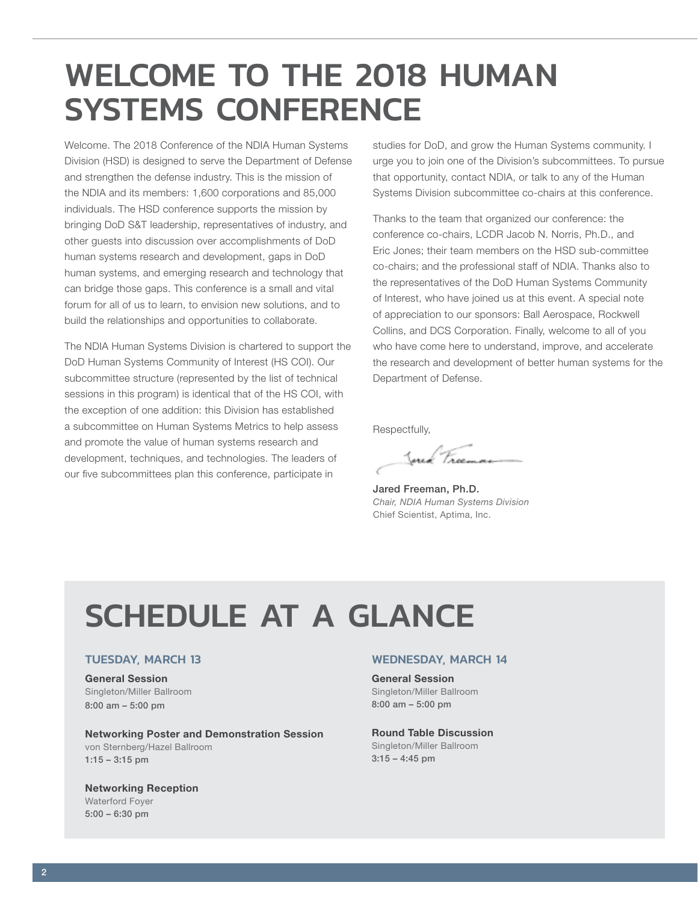# WELCOME TO THE 2018 HUMAN SYSTEMS CONFERENCE

Welcome. The 2018 Conference of the NDIA Human Systems Division (HSD) is designed to serve the Department of Defense and strengthen the defense industry. This is the mission of the NDIA and its members: 1,600 corporations and 85,000 individuals. The HSD conference supports the mission by bringing DoD S&T leadership, representatives of industry, and other guests into discussion over accomplishments of DoD human systems research and development, gaps in DoD human systems, and emerging research and technology that can bridge those gaps. This conference is a small and vital forum for all of us to learn, to envision new solutions, and to build the relationships and opportunities to collaborate.

The NDIA Human Systems Division is chartered to support the DoD Human Systems Community of Interest (HS COI). Our subcommittee structure (represented by the list of technical sessions in this program) is identical that of the HS COI, with the exception of one addition: this Division has established a subcommittee on Human Systems Metrics to help assess and promote the value of human systems research and development, techniques, and technologies. The leaders of our five subcommittees plan this conference, participate in studies for DoD, and grow the Human Systems community. I urge you to join one of the Division's subcommittees. To pursue that opportunity, contact NDIA, or talk to any of the Human Systems Division subcommittee co-chairs at this conference.

Thanks to the team that organized our conference: the conference co-chairs, LCDR Jacob N. Norris, Ph.D., and Eric Jones; their team members on the HSD sub-committee co-chairs; and the professional staff of NDIA. Thanks also to the representatives of the DoD Human Systems Community of Interest, who have joined us at this event. A special note of appreciation to our sponsors: Ball Aerospace, Rockwell Collins, and DCS Corporation. Finally, welcome to all of you who have come here to understand, improve, and accelerate the research and development of better human systems for the Department of Defense.

Respectfully,

**Jared Freeman, Ph.D.**
*Chair, NDIA Human Systems Division*
Chief Scientist, Aptima, Inc.

# SCHEDULE AT A GLANCE

### TUESDAY, MARCH 13

**General Session**
Singleton/Miller Ballroom
8:00 am – 5:00 pm

**Networking Poster and Demonstration Session**
von Sternberg/Hazel Ballroom
1:15 – 3:15 pm

**Networking Reception**
Waterford Foyer
5:00 – 6:30 pm

### WEDNESDAY, MARCH 14

**General Session**
Singleton/Miller Ballroom
8:00 am – 5:00 pm

**Round Table Discussion**
Singleton/Miller Ballroom
3:15 – 4:45 pm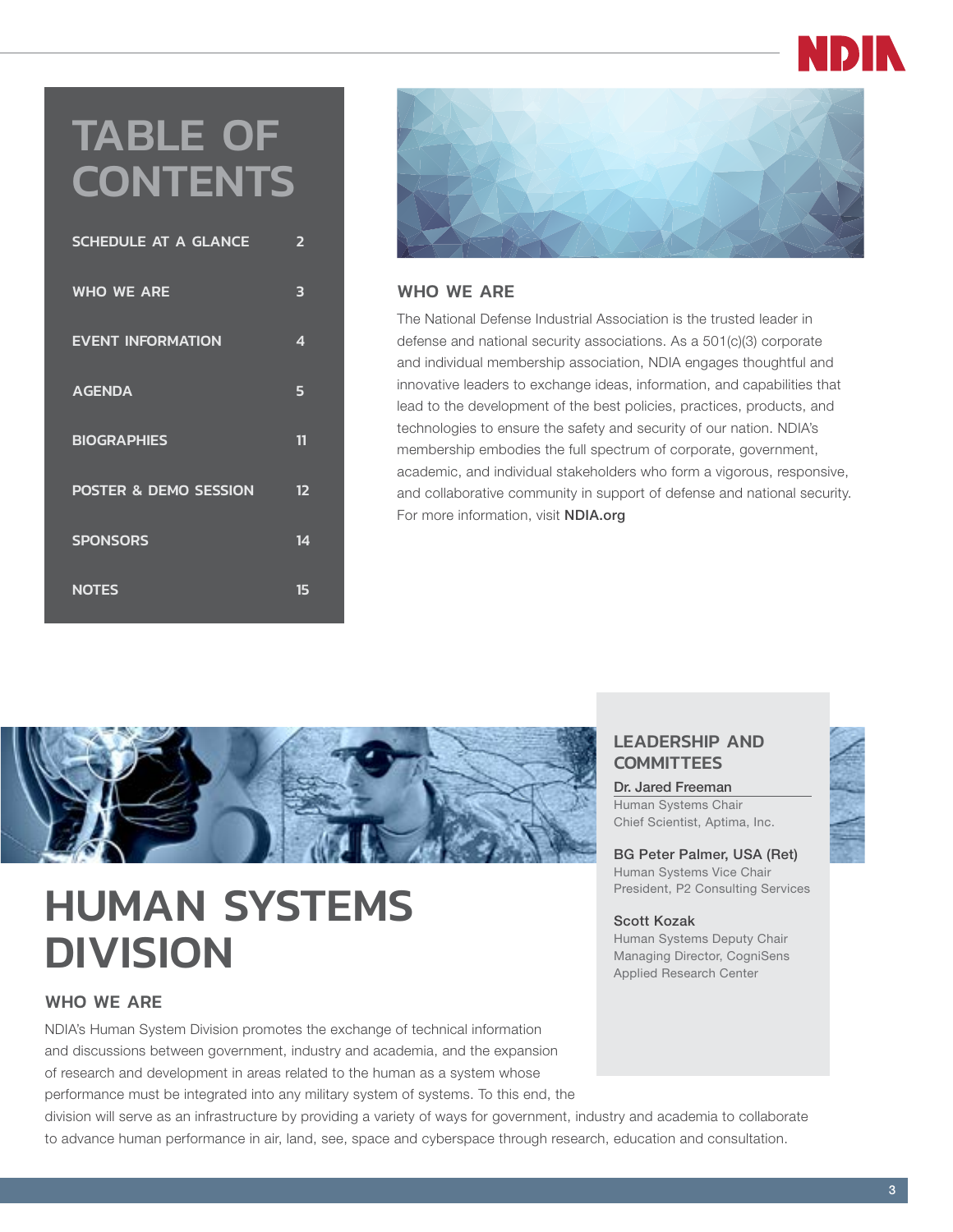# TABLE OF CONTENTS

| | |
|---|---|
| SCHEDULE AT A GLANCE | 2 |
| WHO WE ARE | 3 |
| EVENT INFORMATION | 4 |
| AGENDA | 5 |
| BIOGRAPHIES | 11 |
| POSTER & DEMO SESSION | 12 |
| SPONSORS | 14 |
| NOTES | 15 |

## WHO WE ARE

The National Defense Industrial Association is the trusted leader in defense and national security associations. As a 501(c)(3) corporate and individual membership association, NDIA engages thoughtful and innovative leaders to exchange ideas, information, and capabilities that lead to the development of the best policies, practices, products, and technologies to ensure the safety and security of our nation. NDIA's membership embodies the full spectrum of corporate, government, academic, and individual stakeholders who form a vigorous, responsive, and collaborative community in support of defense and national security. For more information, visit **NDIA.org**

# HUMAN SYSTEMS DIVISION

## WHO WE ARE

NDIA's Human System Division promotes the exchange of technical information and discussions between government, industry and academia, and the expansion of research and development in areas related to the human as a system whose performance must be integrated into any military system of systems. To this end, the division will serve as an infrastructure by providing a variety of ways for government, industry and academia to collaborate to advance human performance in air, land, see, space and cyberspace through research, education and consultation.

## LEADERSHIP AND COMMITTEES

**Dr. Jared Freeman**
Human Systems Chair
Chief Scientist, Aptima, Inc.

**BG Peter Palmer, USA (Ret)**
Human Systems Vice Chair
President, P2 Consulting Services

**Scott Kozak**
Human Systems Deputy Chair
Managing Director, CogniSens Applied Research Center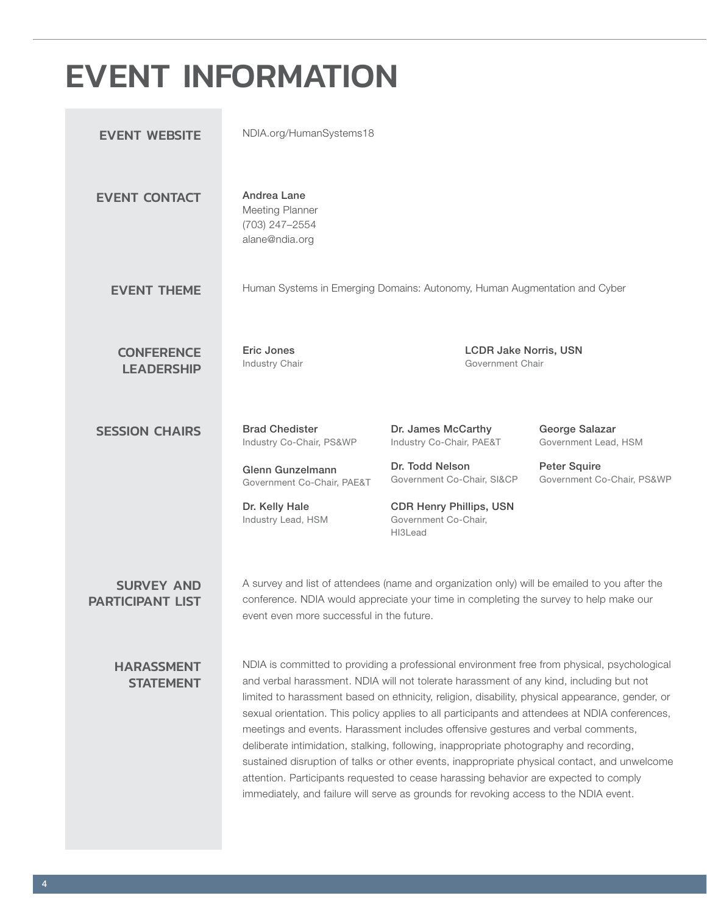# EVENT INFORMATION

## EVENT WEBSITE

NDIA.org/HumanSystems18

## EVENT CONTACT

**Andrea Lane**
Meeting Planner
(703) 247–2554
alane@ndia.org

## EVENT THEME

Human Systems in Emerging Domains: Autonomy, Human Augmentation and Cyber

## CONFERENCE LEADERSHIP

**Eric Jones**
Industry Chair

**LCDR Jake Norris, USN**
Government Chair

## SESSION CHAIRS

**Brad Chedister**
Industry Co-Chair, PS&WP

**Glenn Gunzelmann**
Government Co-Chair, PAE&T

**Dr. Kelly Hale**
Industry Lead, HSM

**Dr. James McCarthy**
Industry Co-Chair, PAE&T

**Dr. Todd Nelson**
Government Co-Chair, SI&CP

**CDR Henry Phillips, USN**
Government Co-Chair, HI3Lead

**George Salazar**
Government Lead, HSM

**Peter Squire**
Government Co-Chair, PS&WP

## SURVEY AND PARTICIPANT LIST

A survey and list of attendees (name and organization only) will be emailed to you after the conference. NDIA would appreciate your time in completing the survey to help make our event even more successful in the future.

## HARASSMENT STATEMENT

NDIA is committed to providing a professional environment free from physical, psychological and verbal harassment. NDIA will not tolerate harassment of any kind, including but not limited to harassment based on ethnicity, religion, disability, physical appearance, gender, or sexual orientation. This policy applies to all participants and attendees at NDIA conferences, meetings and events. Harassment includes offensive gestures and verbal comments, deliberate intimidation, stalking, following, inappropriate photography and recording, sustained disruption of talks or other events, inappropriate physical contact, and unwelcome attention. Participants requested to cease harassing behavior are expected to comply immediately, and failure will serve as grounds for revoking access to the NDIA event.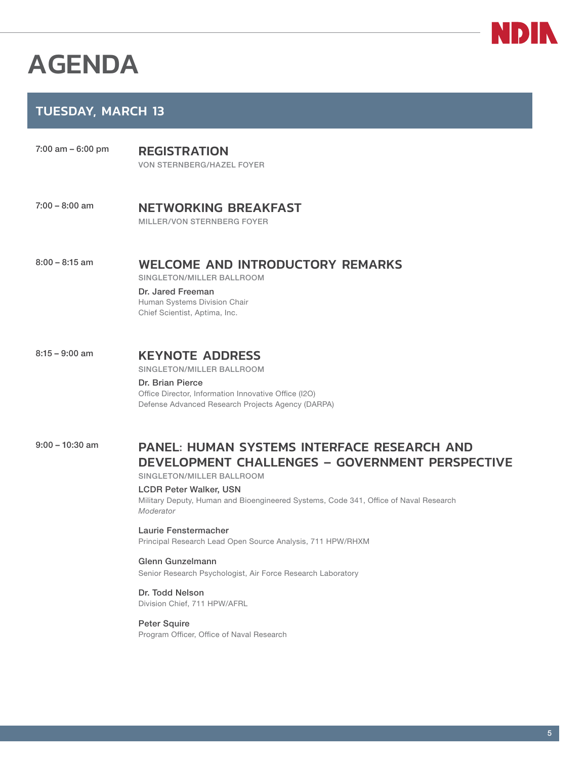# AGENDA

## TUESDAY, MARCH 13

7:00 am – 6:00 pm

### REGISTRATION

VON STERNBERG/HAZEL FOYER

7:00 – 8:00 am

### NETWORKING BREAKFAST

MILLER/VON STERNBERG FOYER

8:00 – 8:15 am

### WELCOME AND INTRODUCTORY REMARKS

SINGLETON/MILLER BALLROOM

Dr. Jared Freeman
Human Systems Division Chair
Chief Scientist, Aptima, Inc.

8:15 – 9:00 am

### KEYNOTE ADDRESS

SINGLETON/MILLER BALLROOM

Dr. Brian Pierce
Office Director, Information Innovative Office (I2O)
Defense Advanced Research Projects Agency (DARPA)

9:00 – 10:30 am

### PANEL: HUMAN SYSTEMS INTERFACE RESEARCH AND DEVELOPMENT CHALLENGES – GOVERNMENT PERSPECTIVE

SINGLETON/MILLER BALLROOM

LCDR Peter Walker, USN
Military Deputy, Human and Bioengineered Systems, Code 341, Office of Naval Research
*Moderator*

Laurie Fenstermacher
Principal Research Lead Open Source Analysis, 711 HPW/RHXM

Glenn Gunzelmann
Senior Research Psychologist, Air Force Research Laboratory

Dr. Todd Nelson
Division Chief, 711 HPW/AFRL

Peter Squire
Program Officer, Office of Naval Research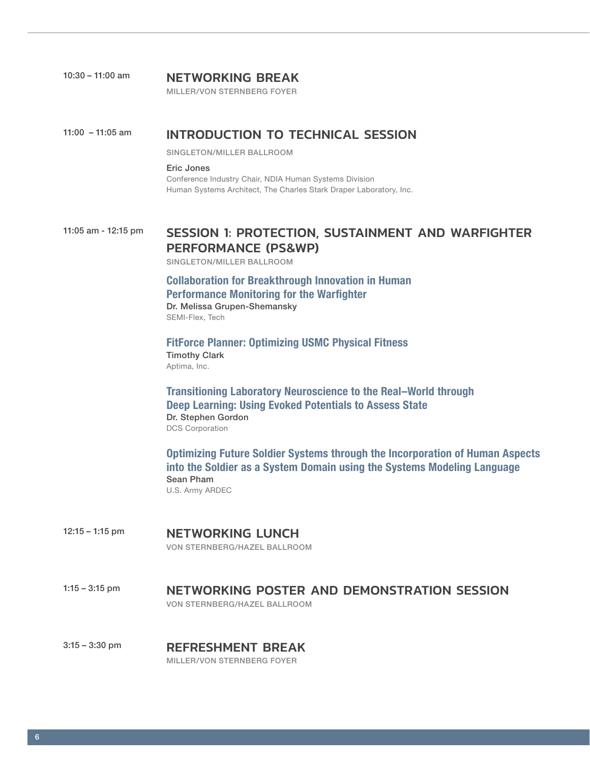10:30 – 11:00 am

## NETWORKING BREAK

MILLER/VON STERNBERG FOYER

11:00 – 11:05 am

## INTRODUCTION TO TECHNICAL SESSION

SINGLETON/MILLER BALLROOM

**Eric Jones**
Conference Industry Chair, NDIA Human Systems Division
Human Systems Architect, The Charles Stark Draper Laboratory, Inc.

11:05 am - 12:15 pm

## SESSION 1: PROTECTION, SUSTAINMENT AND WARFIGHTER PERFORMANCE (PS&WP)

SINGLETON/MILLER BALLROOM

### Collaboration for Breakthrough Innovation in Human Performance Monitoring for the Warfighter

**Dr. Melissa Grupen-Shemansky**
SEMI-Flex, Tech

### FitForce Planner: Optimizing USMC Physical Fitness

**Timothy Clark**
Aptima, Inc.

### Transitioning Laboratory Neuroscience to the Real–World through Deep Learning: Using Evoked Potentials to Assess State

**Dr. Stephen Gordon**
DCS Corporation

### Optimizing Future Soldier Systems through the Incorporation of Human Aspects into the Soldier as a System Domain using the Systems Modeling Language

**Sean Pham**
U.S. Army ARDEC

12:15 – 1:15 pm

## NETWORKING LUNCH

VON STERNBERG/HAZEL BALLROOM

1:15 – 3:15 pm

## NETWORKING POSTER AND DEMONSTRATION SESSION

VON STERNBERG/HAZEL BALLROOM

3:15 – 3:30 pm

## REFRESHMENT BREAK

MILLER/VON STERNBERG FOYER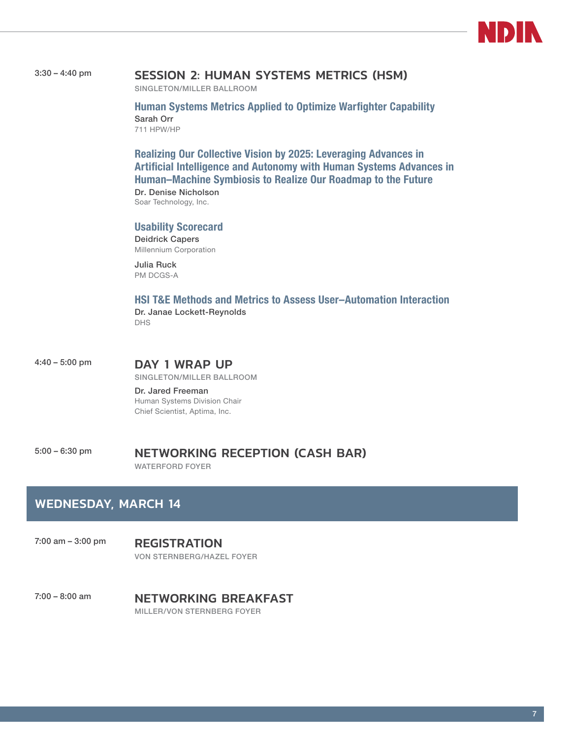3:30 – 4:40 pm

## SESSION 2: HUMAN SYSTEMS METRICS (HSM)

SINGLETON/MILLER BALLROOM

### Human Systems Metrics Applied to Optimize Warfighter Capability

Sarah Orr
711 HPW/HP

### Realizing Our Collective Vision by 2025: Leveraging Advances in Artificial Intelligence and Autonomy with Human Systems Advances in Human–Machine Symbiosis to Realize Our Roadmap to the Future

Dr. Denise Nicholson
Soar Technology, Inc.

### Usability Scorecard

Deidrick Capers
Millennium Corporation

Julia Ruck
PM DCGS-A

### HSI T&E Methods and Metrics to Assess User–Automation Interaction

Dr. Janae Lockett-Reynolds
DHS

4:40 – 5:00 pm

## DAY 1 WRAP UP

SINGLETON/MILLER BALLROOM

Dr. Jared Freeman
Human Systems Division Chair
Chief Scientist, Aptima, Inc.

5:00 – 6:30 pm

## NETWORKING RECEPTION (CASH BAR)

WATERFORD FOYER

# WEDNESDAY, MARCH 14

7:00 am – 3:00 pm

## REGISTRATION

VON STERNBERG/HAZEL FOYER

7:00 – 8:00 am

## NETWORKING BREAKFAST

MILLER/VON STERNBERG FOYER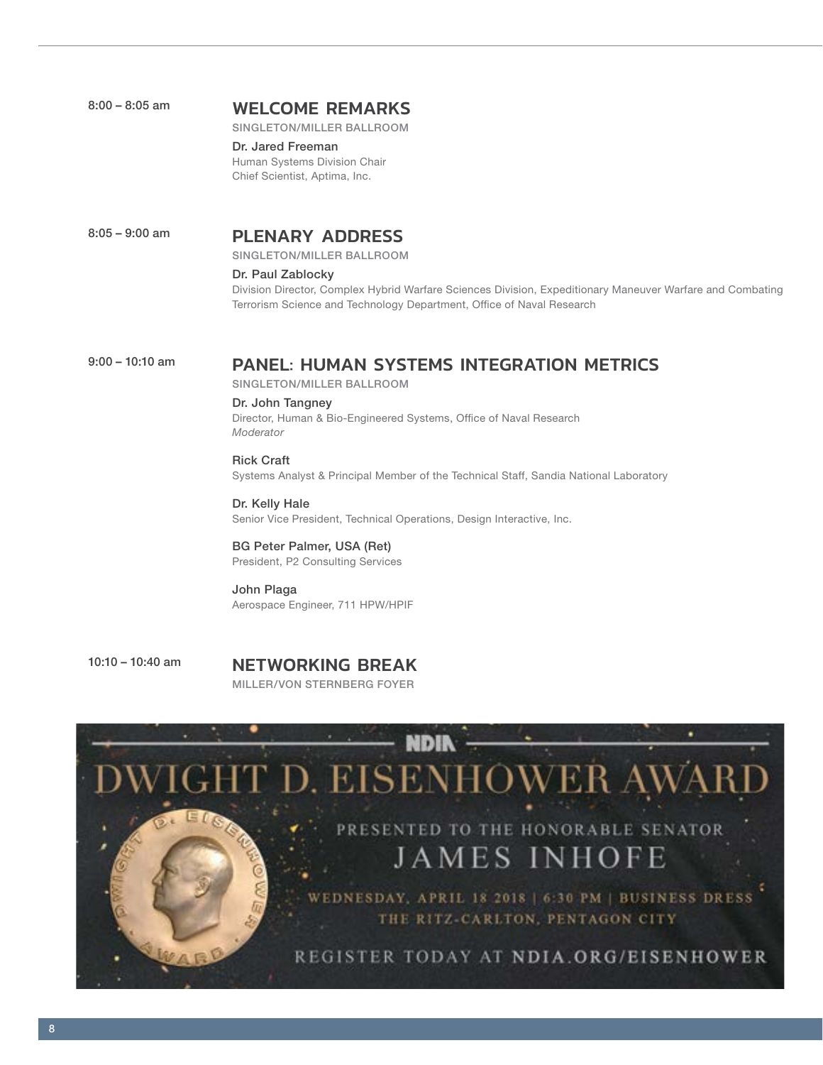8:00 – 8:05 am

## WELCOME REMARKS

SINGLETON/MILLER BALLROOM

**Dr. Jared Freeman**
Human Systems Division Chair
Chief Scientist, Aptima, Inc.

8:05 – 9:00 am

## PLENARY ADDRESS

SINGLETON/MILLER BALLROOM

**Dr. Paul Zablocky**
Division Director, Complex Hybrid Warfare Sciences Division, Expeditionary Maneuver Warfare and Combating Terrorism Science and Technology Department, Office of Naval Research

9:00 – 10:10 am

## PANEL: HUMAN SYSTEMS INTEGRATION METRICS

SINGLETON/MILLER BALLROOM

**Dr. John Tangney**
Director, Human & Bio-Engineered Systems, Office of Naval Research
*Moderator*

**Rick Craft**
Systems Analyst & Principal Member of the Technical Staff, Sandia National Laboratory

**Dr. Kelly Hale**
Senior Vice President, Technical Operations, Design Interactive, Inc.

**BG Peter Palmer, USA (Ret)**
President, P2 Consulting Services

**John Plaga**
Aerospace Engineer, 711 HPW/HPIF

10:10 – 10:40 am

## NETWORKING BREAK

MILLER/VON STERNBERG FOYER

NDIA

DWIGHT D. EISENHOWER AWARD

PRESENTED TO THE HONORABLE SENATOR
JAMES INHOFE

WEDNESDAY, APRIL 18 2018 | 6:30 PM | BUSINESS DRESS
THE RITZ-CARLTON, PENTAGON CITY

REGISTER TODAY AT NDIA.ORG/EISENHOWER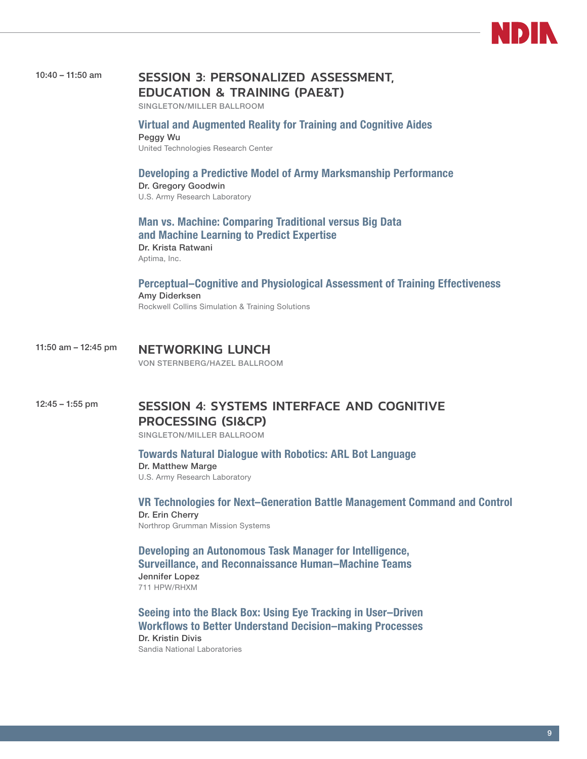10:40 – 11:50 am

## SESSION 3: PERSONALIZED ASSESSMENT, EDUCATION & TRAINING (PAE&T)

SINGLETON/MILLER BALLROOM

### Virtual and Augmented Reality for Training and Cognitive Aides

Peggy Wu
United Technologies Research Center

### Developing a Predictive Model of Army Marksmanship Performance

Dr. Gregory Goodwin
U.S. Army Research Laboratory

### Man vs. Machine: Comparing Traditional versus Big Data and Machine Learning to Predict Expertise

Dr. Krista Ratwani
Aptima, Inc.

### Perceptual–Cognitive and Physiological Assessment of Training Effectiveness

Amy Diderksen
Rockwell Collins Simulation & Training Solutions

11:50 am – 12:45 pm

## NETWORKING LUNCH

VON STERNBERG/HAZEL BALLROOM

12:45 – 1:55 pm

## SESSION 4: SYSTEMS INTERFACE AND COGNITIVE PROCESSING (SI&CP)

SINGLETON/MILLER BALLROOM

### Towards Natural Dialogue with Robotics: ARL Bot Language

Dr. Matthew Marge
U.S. Army Research Laboratory

### VR Technologies for Next–Generation Battle Management Command and Control

Dr. Erin Cherry
Northrop Grumman Mission Systems

### Developing an Autonomous Task Manager for Intelligence, Surveillance, and Reconnaissance Human–Machine Teams

Jennifer Lopez
711 HPW/RHXM

### Seeing into the Black Box: Using Eye Tracking in User–Driven Workflows to Better Understand Decision–making Processes

Dr. Kristin Divis
Sandia National Laboratories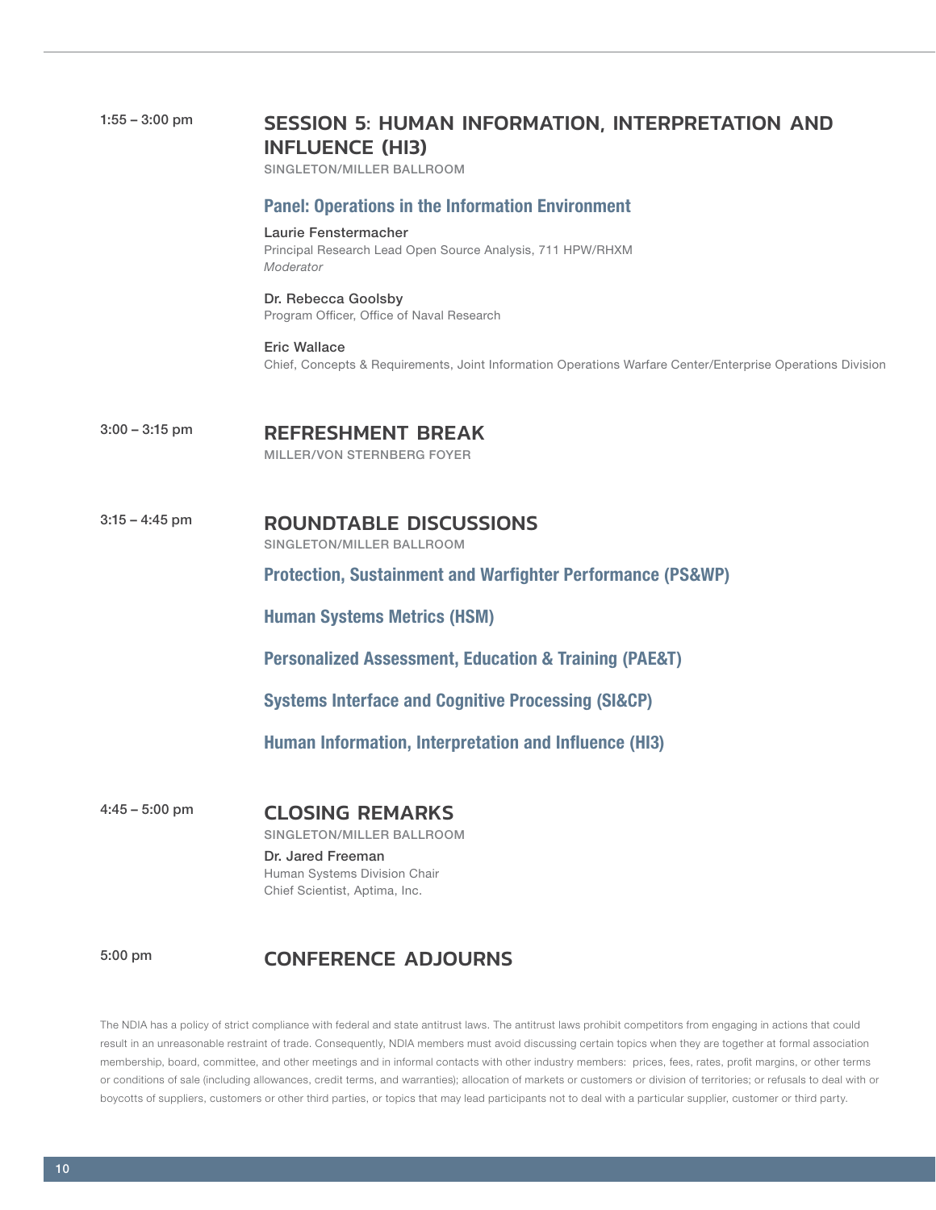1:55 – 3:00 pm

## SESSION 5: HUMAN INFORMATION, INTERPRETATION AND INFLUENCE (HI3)

SINGLETON/MILLER BALLROOM

### Panel: Operations in the Information Environment

**Laurie Fenstermacher**
Principal Research Lead Open Source Analysis, 711 HPW/RHXM
*Moderator*

**Dr. Rebecca Goolsby**
Program Officer, Office of Naval Research

**Eric Wallace**
Chief, Concepts & Requirements, Joint Information Operations Warfare Center/Enterprise Operations Division

3:00 – 3:15 pm

## REFRESHMENT BREAK

MILLER/VON STERNBERG FOYER

3:15 – 4:45 pm

## ROUNDTABLE DISCUSSIONS

SINGLETON/MILLER BALLROOM

### Protection, Sustainment and Warfighter Performance (PS&WP)

### Human Systems Metrics (HSM)

### Personalized Assessment, Education & Training (PAE&T)

### Systems Interface and Cognitive Processing (SI&CP)

### Human Information, Interpretation and Influence (HI3)

4:45 – 5:00 pm

## CLOSING REMARKS

SINGLETON/MILLER BALLROOM

**Dr. Jared Freeman**
Human Systems Division Chair
Chief Scientist, Aptima, Inc.

5:00 pm

## CONFERENCE ADJOURNS

The NDIA has a policy of strict compliance with federal and state antitrust laws. The antitrust laws prohibit competitors from engaging in actions that could result in an unreasonable restraint of trade. Consequently, NDIA members must avoid discussing certain topics when they are together at formal association membership, board, committee, and other meetings and in informal contacts with other industry members: prices, fees, rates, profit margins, or other terms or conditions of sale (including allowances, credit terms, and warranties); allocation of markets or customers or division of territories; or refusals to deal with or boycotts of suppliers, customers or other third parties, or topics that may lead participants not to deal with a particular supplier, customer or third party.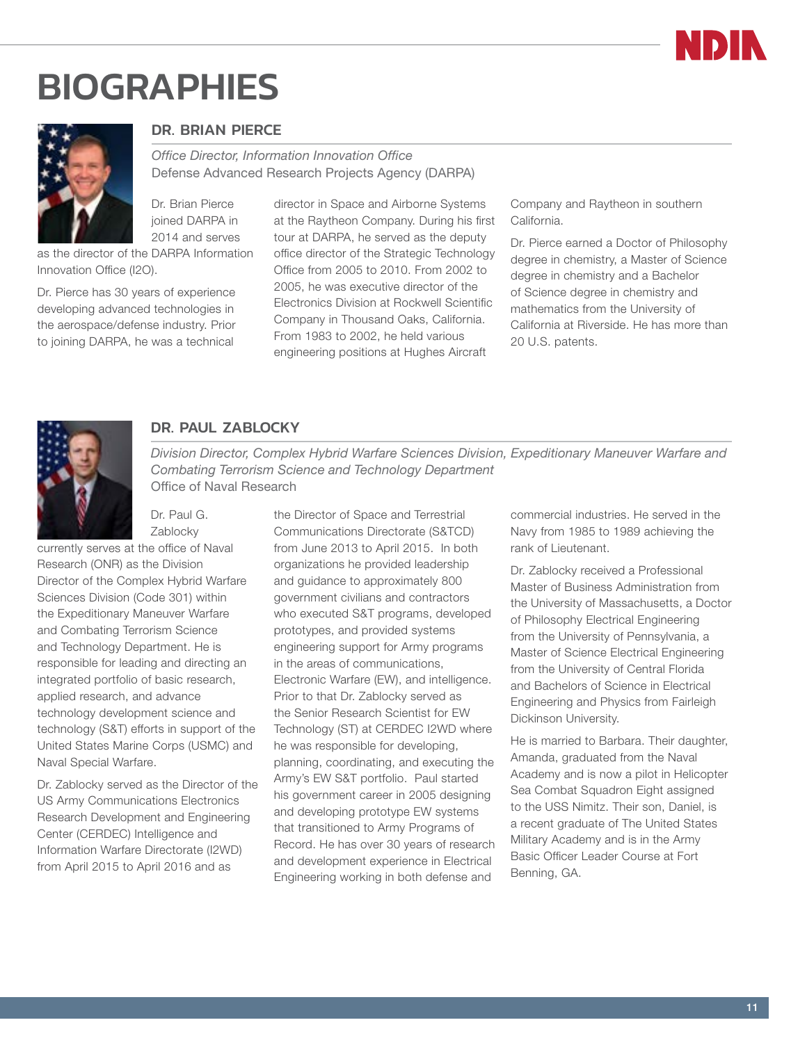# BIOGRAPHIES

## DR. BRIAN PIERCE

*Office Director, Information Innovation Office*
Defense Advanced Research Projects Agency (DARPA)

Dr. Brian Pierce joined DARPA in 2014 and serves as the director of the DARPA Information Innovation Office (I2O).

Dr. Pierce has 30 years of experience developing advanced technologies in the aerospace/defense industry. Prior to joining DARPA, he was a technical director in Space and Airborne Systems at the Raytheon Company. During his first tour at DARPA, he served as the deputy office director of the Strategic Technology Office from 2005 to 2010. From 2002 to 2005, he was executive director of the Electronics Division at Rockwell Scientific Company in Thousand Oaks, California. From 1983 to 2002, he held various engineering positions at Hughes Aircraft Company and Raytheon in southern California.

Dr. Pierce earned a Doctor of Philosophy degree in chemistry, a Master of Science degree in chemistry and a Bachelor of Science degree in chemistry and mathematics from the University of California at Riverside. He has more than 20 U.S. patents.

## DR. PAUL ZABLOCKY

*Division Director, Complex Hybrid Warfare Sciences Division, Expeditionary Maneuver Warfare and Combating Terrorism Science and Technology Department*
Office of Naval Research

Dr. Paul G. Zablocky currently serves at the office of Naval Research (ONR) as the Division Director of the Complex Hybrid Warfare Sciences Division (Code 301) within the Expeditionary Maneuver Warfare and Combating Terrorism Science and Technology Department. He is responsible for leading and directing an integrated portfolio of basic research, applied research, and advance technology development science and technology (S&T) efforts in support of the United States Marine Corps (USMC) and Naval Special Warfare.

Dr. Zablocky served as the Director of the US Army Communications Electronics Research Development and Engineering Center (CERDEC) Intelligence and Information Warfare Directorate (I2WD) from April 2015 to April 2016 and as the Director of Space and Terrestrial Communications Directorate (S&TCD) from June 2013 to April 2015. In both organizations he provided leadership and guidance to approximately 800 government civilians and contractors who executed S&T programs, developed prototypes, and provided systems engineering support for Army programs in the areas of communications, Electronic Warfare (EW), and intelligence. Prior to that Dr. Zablocky served as the Senior Research Scientist for EW Technology (ST) at CERDEC I2WD where he was responsible for developing, planning, coordinating, and executing the Army's EW S&T portfolio. Paul started his government career in 2005 designing and developing prototype EW systems that transitioned to Army Programs of Record. He has over 30 years of research and development experience in Electrical Engineering working in both defense and commercial industries. He served in the Navy from 1985 to 1989 achieving the rank of Lieutenant.

Dr. Zablocky received a Professional Master of Business Administration from the University of Massachusetts, a Doctor of Philosophy Electrical Engineering from the University of Pennsylvania, a Master of Science Electrical Engineering from the University of Central Florida and Bachelors of Science in Electrical Engineering and Physics from Fairleigh Dickinson University.

He is married to Barbara. Their daughter, Amanda, graduated from the Naval Academy and is now a pilot in Helicopter Sea Combat Squadron Eight assigned to the USS Nimitz. Their son, Daniel, is a recent graduate of The United States Military Academy and is in the Army Basic Officer Leader Course at Fort Benning, GA.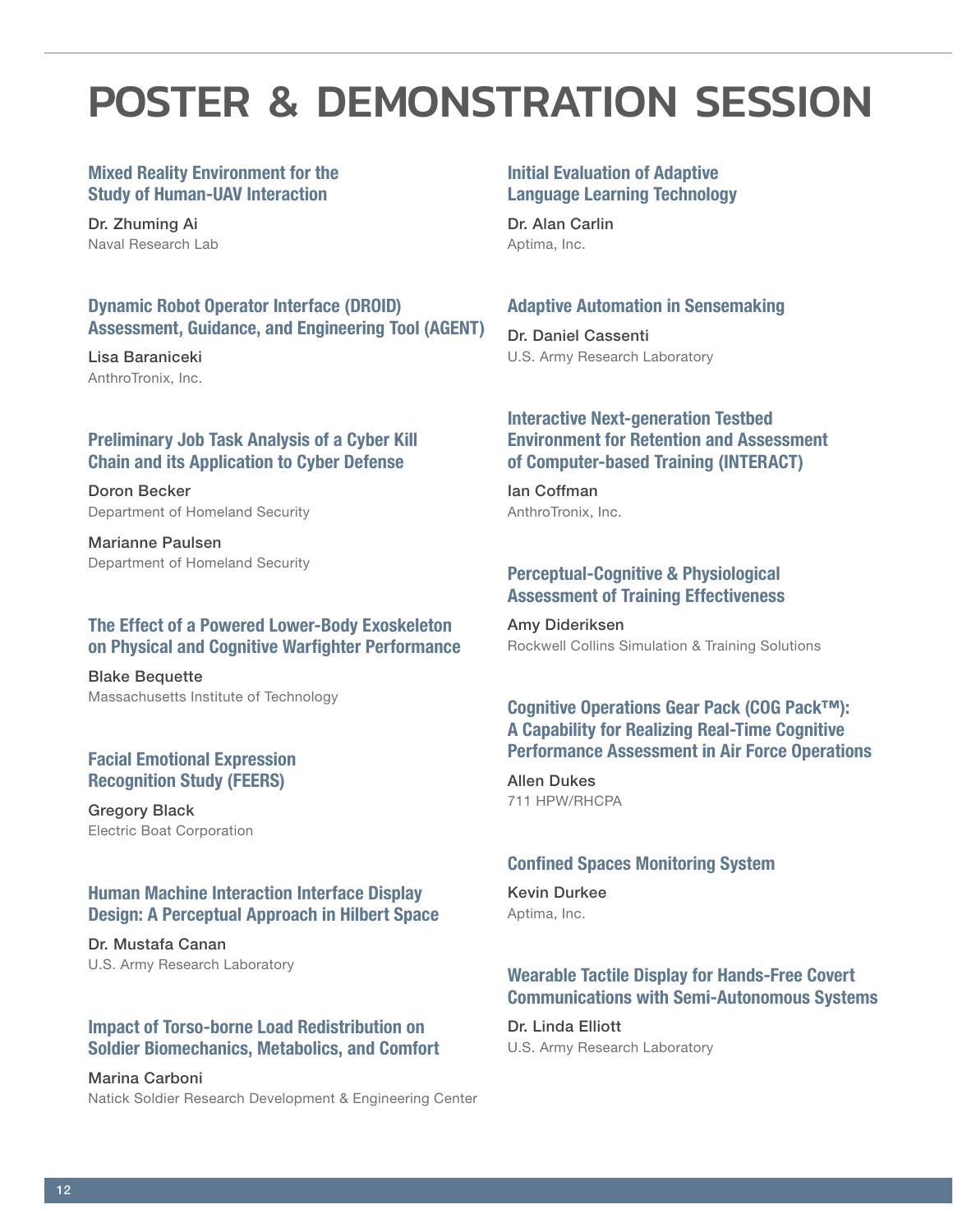# POSTER & DEMONSTRATION SESSION

### Mixed Reality Environment for the Study of Human-UAV Interaction

Dr. Zhuming Ai
Naval Research Lab

### Dynamic Robot Operator Interface (DROID) Assessment, Guidance, and Engineering Tool (AGENT)

Lisa Baraniceki
AnthroTronix, Inc.

### Preliminary Job Task Analysis of a Cyber Kill Chain and its Application to Cyber Defense

Doron Becker
Department of Homeland Security

Marianne Paulsen
Department of Homeland Security

### The Effect of a Powered Lower-Body Exoskeleton on Physical and Cognitive Warfighter Performance

Blake Bequette
Massachusetts Institute of Technology

### Facial Emotional Expression Recognition Study (FEERS)

Gregory Black
Electric Boat Corporation

### Human Machine Interaction Interface Display Design: A Perceptual Approach in Hilbert Space

Dr. Mustafa Canan
U.S. Army Research Laboratory

### Impact of Torso-borne Load Redistribution on Soldier Biomechanics, Metabolics, and Comfort

Marina Carboni
Natick Soldier Research Development & Engineering Center

### Initial Evaluation of Adaptive Language Learning Technology

Dr. Alan Carlin
Aptima, Inc.

### Adaptive Automation in Sensemaking

Dr. Daniel Cassenti
U.S. Army Research Laboratory

### Interactive Next-generation Testbed Environment for Retention and Assessment of Computer-based Training (INTERACT)

Ian Coffman
AnthroTronix, Inc.

### Perceptual-Cognitive & Physiological Assessment of Training Effectiveness

Amy Dideriksen
Rockwell Collins Simulation & Training Solutions

### Cognitive Operations Gear Pack (COG Pack™): A Capability for Realizing Real-Time Cognitive Performance Assessment in Air Force Operations

Allen Dukes
711 HPW/RHCPA

### Confined Spaces Monitoring System

Kevin Durkee
Aptima, Inc.

### Wearable Tactile Display for Hands-Free Covert Communications with Semi-Autonomous Systems

Dr. Linda Elliott
U.S. Army Research Laboratory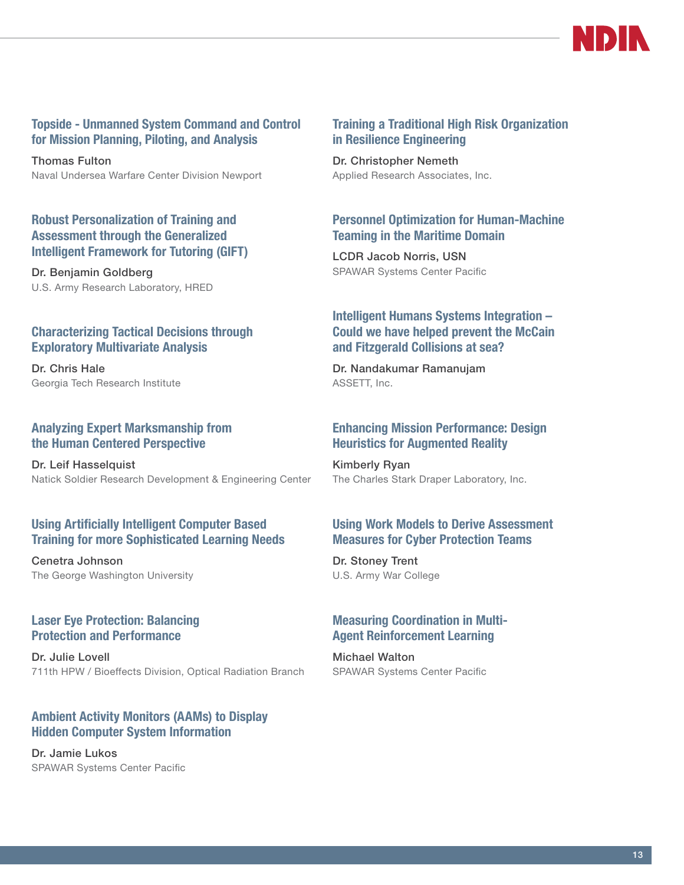### Topside - Unmanned System Command and Control for Mission Planning, Piloting, and Analysis

Thomas Fulton
Naval Undersea Warfare Center Division Newport

### Robust Personalization of Training and Assessment through the Generalized Intelligent Framework for Tutoring (GIFT)

Dr. Benjamin Goldberg
U.S. Army Research Laboratory, HRED

### Characterizing Tactical Decisions through Exploratory Multivariate Analysis

Dr. Chris Hale
Georgia Tech Research Institute

### Analyzing Expert Marksmanship from the Human Centered Perspective

Dr. Leif Hasselquist
Natick Soldier Research Development & Engineering Center

### Using Artificially Intelligent Computer Based Training for more Sophisticated Learning Needs

Cenetra Johnson
The George Washington University

### Laser Eye Protection: Balancing Protection and Performance

Dr. Julie Lovell
711th HPW / Bioeffects Division, Optical Radiation Branch

### Ambient Activity Monitors (AAMs) to Display Hidden Computer System Information

Dr. Jamie Lukos
SPAWAR Systems Center Pacific

### Training a Traditional High Risk Organization in Resilience Engineering

Dr. Christopher Nemeth
Applied Research Associates, Inc.

### Personnel Optimization for Human-Machine Teaming in the Maritime Domain

LCDR Jacob Norris, USN
SPAWAR Systems Center Pacific

### Intelligent Humans Systems Integration – Could we have helped prevent the McCain and Fitzgerald Collisions at sea?

Dr. Nandakumar Ramanujam
ASSETT, Inc.

### Enhancing Mission Performance: Design Heuristics for Augmented Reality

Kimberly Ryan
The Charles Stark Draper Laboratory, Inc.

### Using Work Models to Derive Assessment Measures for Cyber Protection Teams

Dr. Stoney Trent
U.S. Army War College

### Measuring Coordination in Multi-Agent Reinforcement Learning

Michael Walton
SPAWAR Systems Center Pacific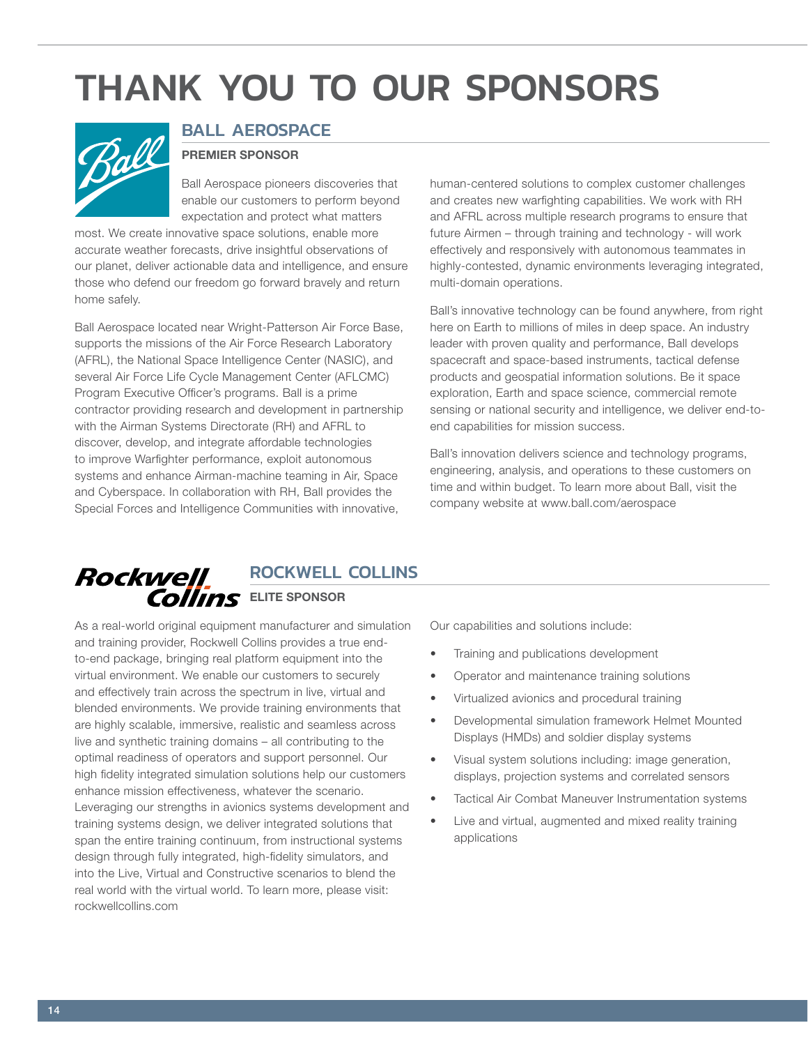# THANK YOU TO OUR SPONSORS

## BALL AEROSPACE

**PREMIER SPONSOR**

Ball Aerospace pioneers discoveries that enable our customers to perform beyond expectation and protect what matters most. We create innovative space solutions, enable more accurate weather forecasts, drive insightful observations of our planet, deliver actionable data and intelligence, and ensure those who defend our freedom go forward bravely and return home safely.

Ball Aerospace located near Wright-Patterson Air Force Base, supports the missions of the Air Force Research Laboratory (AFRL), the National Space Intelligence Center (NASIC), and several Air Force Life Cycle Management Center (AFLCMC) Program Executive Officer's programs. Ball is a prime contractor providing research and development in partnership with the Airman Systems Directorate (RH) and AFRL to discover, develop, and integrate affordable technologies to improve Warfighter performance, exploit autonomous systems and enhance Airman-machine teaming in Air, Space and Cyberspace. In collaboration with RH, Ball provides the Special Forces and Intelligence Communities with innovative, human-centered solutions to complex customer challenges and creates new warfighting capabilities. We work with RH and AFRL across multiple research programs to ensure that future Airmen – through training and technology - will work effectively and responsively with autonomous teammates in highly-contested, dynamic environments leveraging integrated, multi-domain operations.

Ball's innovative technology can be found anywhere, from right here on Earth to millions of miles in deep space. An industry leader with proven quality and performance, Ball develops spacecraft and space-based instruments, tactical defense products and geospatial information solutions. Be it space exploration, Earth and space science, commercial remote sensing or national security and intelligence, we deliver end-to-end capabilities for mission success.

Ball's innovation delivers science and technology programs, engineering, analysis, and operations to these customers on time and within budget. To learn more about Ball, visit the company website at www.ball.com/aerospace

## ROCKWELL COLLINS

**ELITE SPONSOR**

As a real-world original equipment manufacturer and simulation and training provider, Rockwell Collins provides a true end-to-end package, bringing real platform equipment into the virtual environment. We enable our customers to securely and effectively train across the spectrum in live, virtual and blended environments. We provide training environments that are highly scalable, immersive, realistic and seamless across live and synthetic training domains – all contributing to the optimal readiness of operators and support personnel. Our high fidelity integrated simulation solutions help our customers enhance mission effectiveness, whatever the scenario. Leveraging our strengths in avionics systems development and training systems design, we deliver integrated solutions that span the entire training continuum, from instructional systems design through fully integrated, high-fidelity simulators, and into the Live, Virtual and Constructive scenarios to blend the real world with the virtual world. To learn more, please visit: rockwellcollins.com

Our capabilities and solutions include:

- Training and publications development
- Operator and maintenance training solutions
- Virtualized avionics and procedural training
- Developmental simulation framework Helmet Mounted Displays (HMDs) and soldier display systems
- Visual system solutions including: image generation, displays, projection systems and correlated sensors
- Tactical Air Combat Maneuver Instrumentation systems
- Live and virtual, augmented and mixed reality training applications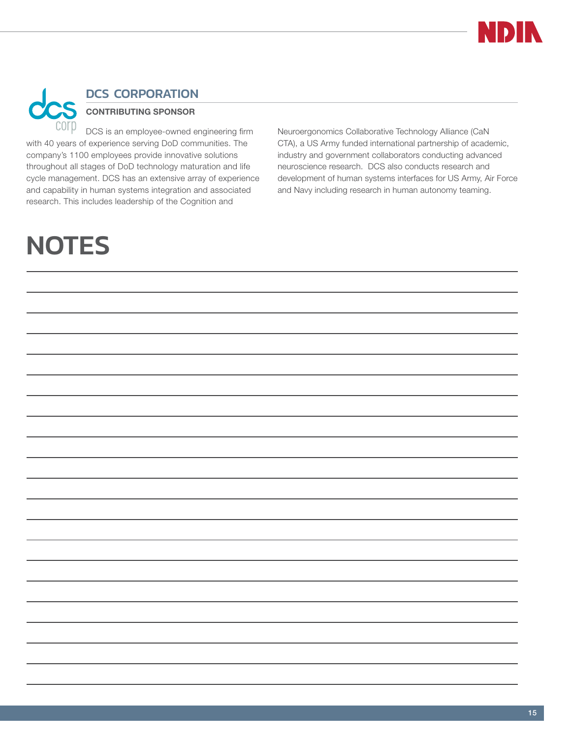## DCS CORPORATION

### CONTRIBUTING SPONSOR

DCS is an employee-owned engineering firm with 40 years of experience serving DoD communities. The company's 1100 employees provide innovative solutions throughout all stages of DoD technology maturation and life cycle management. DCS has an extensive array of experience and capability in human systems integration and associated research. This includes leadership of the Cognition and Neuroergonomics Collaborative Technology Alliance (CaN CTA), a US Army funded international partnership of academic, industry and government collaborators conducting advanced neuroscience research. DCS also conducts research and development of human systems interfaces for US Army, Air Force and Navy including research in human autonomy teaming.

# NOTES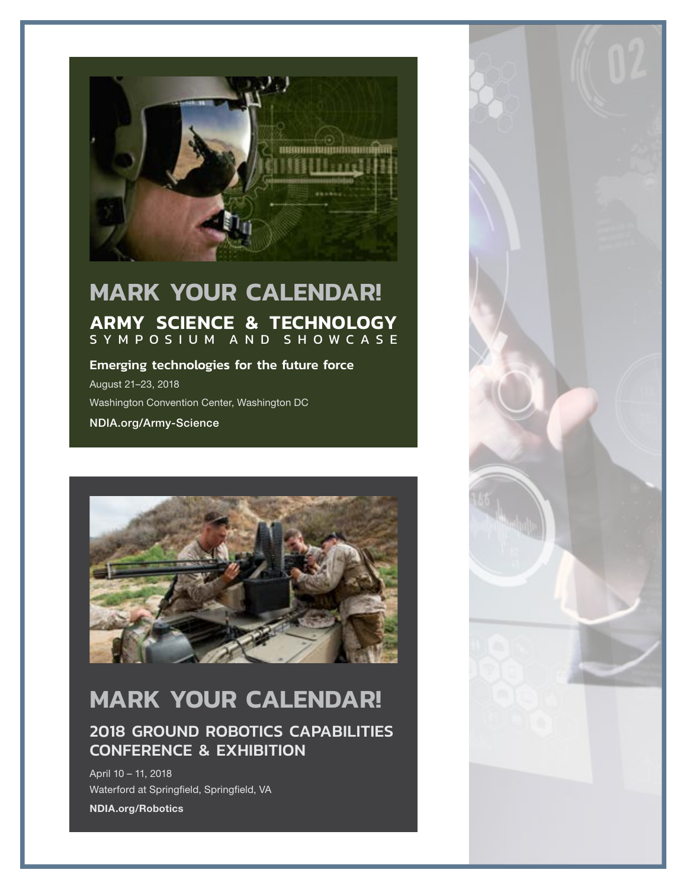## MARK YOUR CALENDAR!

### ARMY SCIENCE & TECHNOLOGY
SYMPOSIUM AND SHOWCASE

**Emerging technologies for the future force**

August 21–23, 2018

Washington Convention Center, Washington DC

**NDIA.org/Army-Science**

## MARK YOUR CALENDAR!

### 2018 GROUND ROBOTICS CAPABILITIES CONFERENCE & EXHIBITION

April 10 – 11, 2018

Waterford at Springfield, Springfield, VA

**NDIA.org/Robotics**